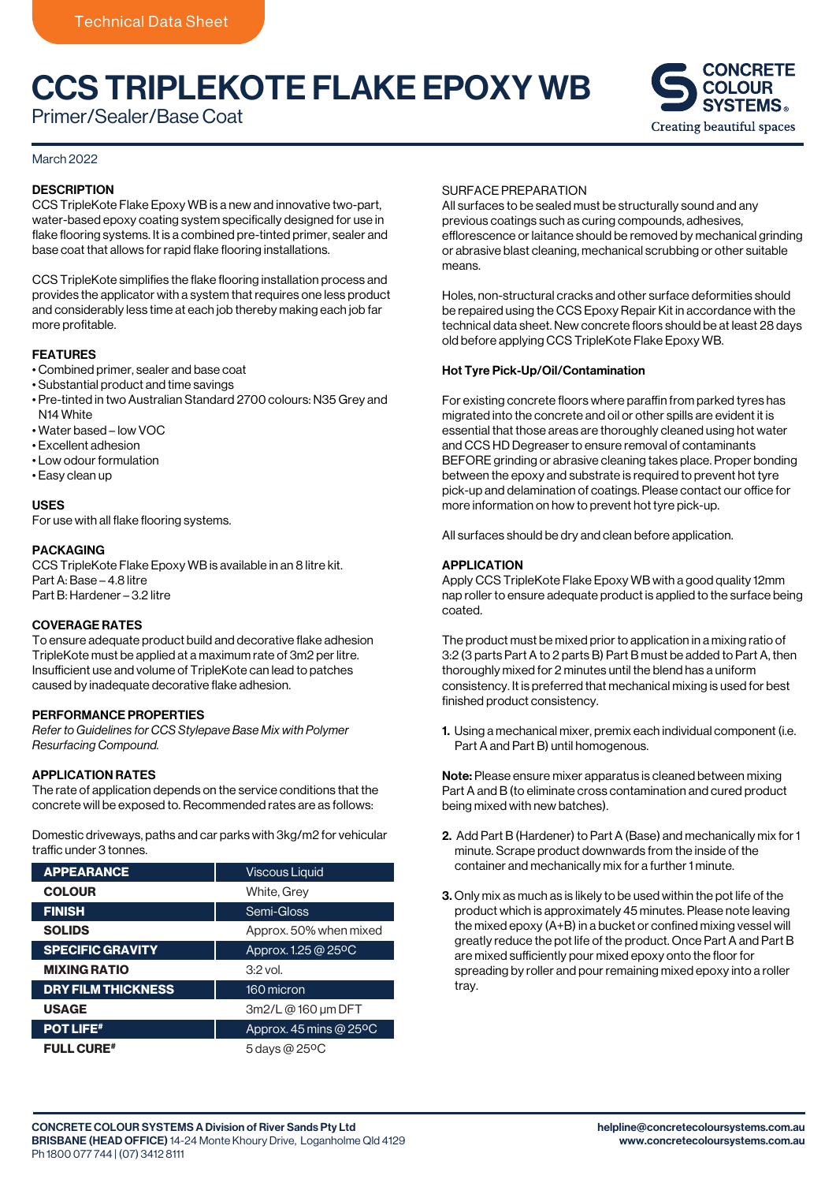Technical Data Sheet

# CCS TRIPLEKOTE FLAKE EPOXY WB

Primer/Sealer/Base Coat

CONCRETE COLOUR SYSTEMS®
Creating beautiful spaces

March 2022

## DESCRIPTION

CCS TripleKote Flake Epoxy WB is a new and innovative two-part, water-based epoxy coating system specifically designed for use in flake flooring systems. It is a combined pre-tinted primer, sealer and base coat that allows for rapid flake flooring installations.

CCS TripleKote simplifies the flake flooring installation process and provides the applicator with a system that requires one less product and considerably less time at each job thereby making each job far more profitable.

## FEATURES

- Combined primer, sealer and base coat
- Substantial product and time savings
- Pre-tinted in two Australian Standard 2700 colours: N35 Grey and N14 White
- Water based – low VOC
- Excellent adhesion
- Low odour formulation
- Easy clean up

## USES

For use with all flake flooring systems.

## PACKAGING

CCS TripleKote Flake Epoxy WB is available in an 8 litre kit.
Part A: Base – 4.8 litre
Part B: Hardener – 3.2 litre

## COVERAGE RATES

To ensure adequate product build and decorative flake adhesion TripleKote must be applied at a maximum rate of 3m2 per litre. Insufficient use and volume of TripleKote can lead to patches caused by inadequate decorative flake adhesion.

## PERFORMANCE PROPERTIES

*Refer to Guidelines for CCS Stylepave Base Mix with Polymer Resurfacing Compound.*

## APPLICATION RATES

The rate of application depends on the service conditions that the concrete will be exposed to. Recommended rates are as follows:

Domestic driveways, paths and car parks with 3kg/m2 for vehicular traffic under 3 tonnes.

| | |
|---|---|
| **APPEARANCE** | Viscous Liquid |
| **COLOUR** | White, Grey |
| **FINISH** | Semi-Gloss |
| **SOLIDS** | Approx. 50% when mixed |
| **SPECIFIC GRAVITY** | Approx. 1.25 @ 25°C |
| **MIXING RATIO** | 3:2 vol. |
| **DRY FILM THICKNESS** | 160 micron |
| **USAGE** | 3m2/L @ 160 µm DFT |
| **POT LIFE#** | Approx. 45 mins @ 25°C |
| **FULL CURE#** | 5 days @ 25°C |

## SURFACE PREPARATION

All surfaces to be sealed must be structurally sound and any previous coatings such as curing compounds, adhesives, efflorescence or laitance should be removed by mechanical grinding or abrasive blast cleaning, mechanical scrubbing or other suitable means.

Holes, non-structural cracks and other surface deformities should be repaired using the CCS Epoxy Repair Kit in accordance with the technical data sheet. New concrete floors should be at least 28 days old before applying CCS TripleKote Flake Epoxy WB.

### Hot Tyre Pick-Up/Oil/Contamination

For existing concrete floors where paraffin from parked tyres has migrated into the concrete and oil or other spills are evident it is essential that those areas are thoroughly cleaned using hot water and CCS HD Degreaser to ensure removal of contaminants BEFORE grinding or abrasive cleaning takes place. Proper bonding between the epoxy and substrate is required to prevent hot tyre pick-up and delamination of coatings. Please contact our office for more information on how to prevent hot tyre pick-up.

All surfaces should be dry and clean before application.

## APPLICATION

Apply CCS TripleKote Flake Epoxy WB with a good quality 12mm nap roller to ensure adequate product is applied to the surface being coated.

The product must be mixed prior to application in a mixing ratio of 3:2 (3 parts Part A to 2 parts B) Part B must be added to Part A, then thoroughly mixed for 2 minutes until the blend has a uniform consistency. It is preferred that mechanical mixing is used for best finished product consistency.

1. Using a mechanical mixer, premix each individual component (i.e. Part A and Part B) until homogenous.

**Note:** Please ensure mixer apparatus is cleaned between mixing Part A and B (to eliminate cross contamination and cured product being mixed with new batches).

2. Add Part B (Hardener) to Part A (Base) and mechanically mix for 1 minute. Scrape product downwards from the inside of the container and mechanically mix for a further 1 minute.

3. Only mix as much as is likely to be used within the pot life of the product which is approximately 45 minutes. Please note leaving the mixed epoxy (A+B) in a bucket or confined mixing vessel will greatly reduce the pot life of the product. Once Part A and Part B are mixed sufficiently pour mixed epoxy onto the floor for spreading by roller and pour remaining mixed epoxy into a roller tray.

**CONCRETE COLOUR SYSTEMS A Division of River Sands Pty Ltd**
**BRISBANE (HEAD OFFICE)** 14-24 Monte Khoury Drive, Loganholme Qld 4129
Ph 1800 077 744 | (07) 3412 8111

**helpline@concretecoloursystems.com.au**
**www.concretecoloursystems.com.au**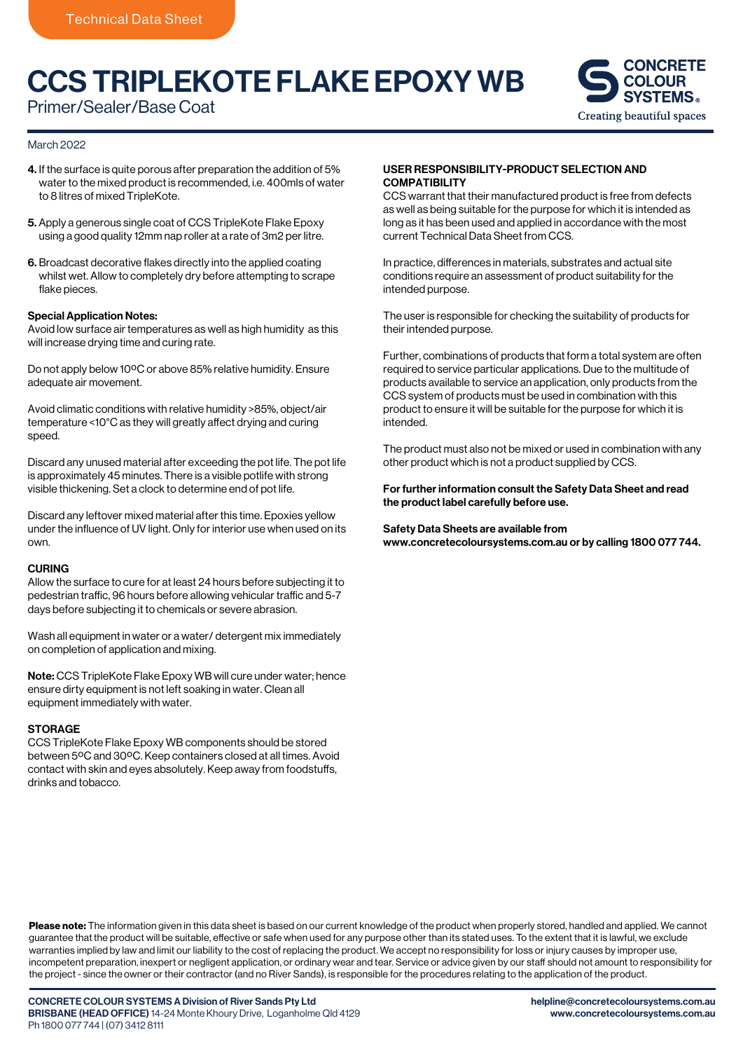# CCS TRIPLEKOTE FLAKE EPOXY WB

Primer/Sealer/Base Coat

March 2022

4. If the surface is quite porous after preparation the addition of 5% water to the mixed product is recommended, i.e. 400mls of water to 8 litres of mixed TripleKote.

5. Apply a generous single coat of CCS TripleKote Flake Epoxy using a good quality 12mm nap roller at a rate of 3m2 per litre.

6. Broadcast decorative flakes directly into the applied coating whilst wet. Allow to completely dry before attempting to scrape flake pieces.

**Special Application Notes:**

Avoid low surface air temperatures as well as high humidity as this will increase drying time and curing rate.

Do not apply below 10ºC or above 85% relative humidity. Ensure adequate air movement.

Avoid climatic conditions with relative humidity >85%, object/air temperature <10°C as they will greatly affect drying and curing speed.

Discard any unused material after exceeding the pot life. The pot life is approximately 45 minutes. There is a visible potlife with strong visible thickening. Set a clock to determine end of pot life.

Discard any leftover mixed material after this time. Epoxies yellow under the influence of UV light. Only for interior use when used on its own.

**CURING**

Allow the surface to cure for at least 24 hours before subjecting it to pedestrian traffic, 96 hours before allowing vehicular traffic and 5-7 days before subjecting it to chemicals or severe abrasion.

Wash all equipment in water or a water/ detergent mix immediately on completion of application and mixing.

**Note:** CCS TripleKote Flake Epoxy WB will cure under water; hence ensure dirty equipment is not left soaking in water. Clean all equipment immediately with water.

**STORAGE**

CCS TripleKote Flake Epoxy WB components should be stored between 5ºC and 30ºC. Keep containers closed at all times. Avoid contact with skin and eyes absolutely. Keep away from foodstuffs, drinks and tobacco.

**USER RESPONSIBILITY-PRODUCT SELECTION AND COMPATIBILITY**

CCS warrant that their manufactured product is free from defects as well as being suitable for the purpose for which it is intended as long as it has been used and applied in accordance with the most current Technical Data Sheet from CCS.

In practice, differences in materials, substrates and actual site conditions require an assessment of product suitability for the intended purpose.

The user is responsible for checking the suitability of products for their intended purpose.

Further, combinations of products that form a total system are often required to service particular applications. Due to the multitude of products available to service an application, only products from the CCS system of products must be used in combination with this product to ensure it will be suitable for the purpose for which it is intended.

The product must also not be mixed or used in combination with any other product which is not a product supplied by CCS.

**For further information consult the Safety Data Sheet and read the product label carefully before use.**

**Safety Data Sheets are available from www.concretecoloursystems.com.au or by calling 1800 077 744.**

**Please note:** The information given in this data sheet is based on our current knowledge of the product when properly stored, handled and applied. We cannot guarantee that the product will be suitable, effective or safe when used for any purpose other than its stated uses. To the extent that it is lawful, we exclude warranties implied by law and limit our liability to the cost of replacing the product. We accept no responsibility for loss or injury causes by improper use, incompetent preparation, inexpert or negligent application, or ordinary wear and tear. Service or advice given by our staff should not amount to responsibility for the project - since the owner or their contractor (and no River Sands), is responsible for the procedures relating to the application of the product.

**CONCRETE COLOUR SYSTEMS A Division of River Sands Pty Ltd**
**BRISBANE (HEAD OFFICE)** 14-24 Monte Khoury Drive, Loganholme Qld 4129
Ph 1800 077 744 | (07) 3412 8111

**helpline@concretecoloursystems.com.au**
**www.concretecoloursystems.com.au**